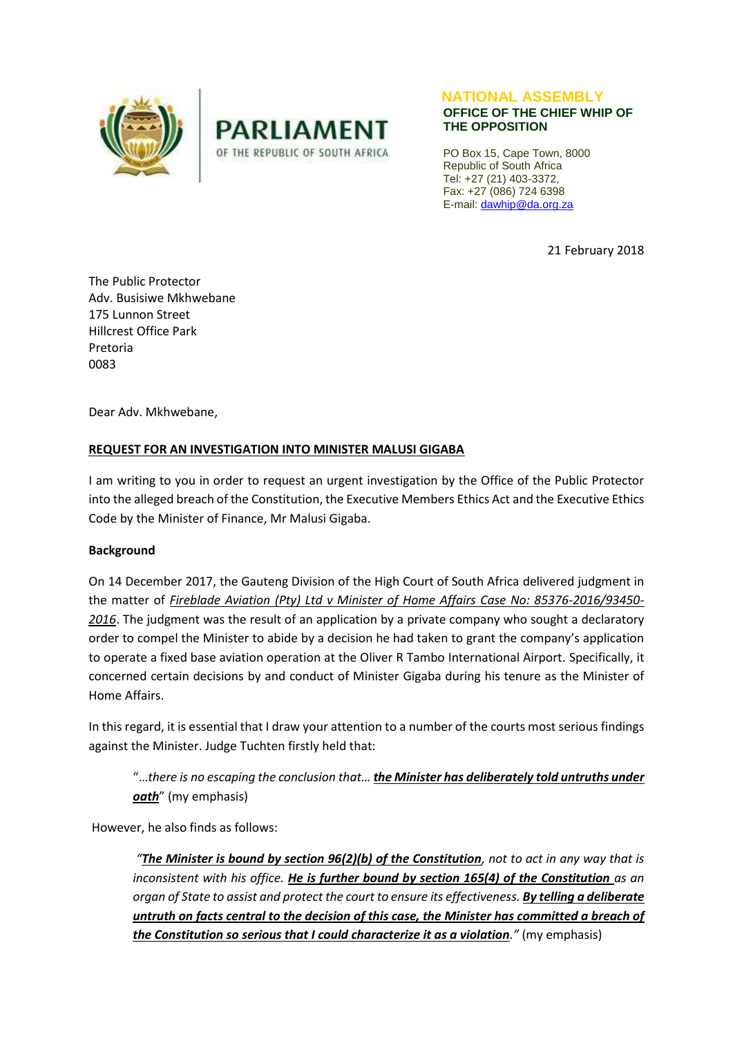PARLIAMENT

OF THE REPUBLIC OF SOUTH AFRICA

**NATIONAL ASSEMBLY**
**OFFICE OF THE CHIEF WHIP OF THE OPPOSITION**

PO Box 15, Cape Town, 8000
Republic of South Africa
Tel: +27 (21) 403-3372,
Fax: +27 (086) 724 6398
E-mail: dawhip@da.org.za

21 February 2018

The Public Protector
Adv. Busisiwe Mkhwebane
175 Lunnon Street
Hillcrest Office Park
Pretoria
0083

Dear Adv. Mkhwebane,

**REQUEST FOR AN INVESTIGATION INTO MINISTER MALUSI GIGABA**

I am writing to you in order to request an urgent investigation by the Office of the Public Protector into the alleged breach of the Constitution, the Executive Members Ethics Act and the Executive Ethics Code by the Minister of Finance, Mr Malusi Gigaba.

**Background**

On 14 December 2017, the Gauteng Division of the High Court of South Africa delivered judgment in the matter of *Fireblade Aviation (Pty) Ltd v Minister of Home Affairs Case No: 85376-2016/93450-2016*. The judgment was the result of an application by a private company who sought a declaratory order to compel the Minister to abide by a decision he had taken to grant the company's application to operate a fixed base aviation operation at the Oliver R Tambo International Airport. Specifically, it concerned certain decisions by and conduct of Minister Gigaba during his tenure as the Minister of Home Affairs.

In this regard, it is essential that I draw your attention to a number of the courts most serious findings against the Minister. Judge Tuchten firstly held that:

> "*...there is no escaping the conclusion that...* ***the Minister has deliberately told untruths under oath***" (my emphasis)

However, he also finds as follows:

> *"**The Minister is bound by section 96(2)(b) of the Constitution**, not to act in any way that is inconsistent with his office. **He is further bound by section 165(4) of the Constitution** as an organ of State to assist and protect the court to ensure its effectiveness. **By telling a deliberate untruth on facts central to the decision of this case, the Minister has committed a breach of the Constitution so serious that I could characterize it as a violation**."* (my emphasis)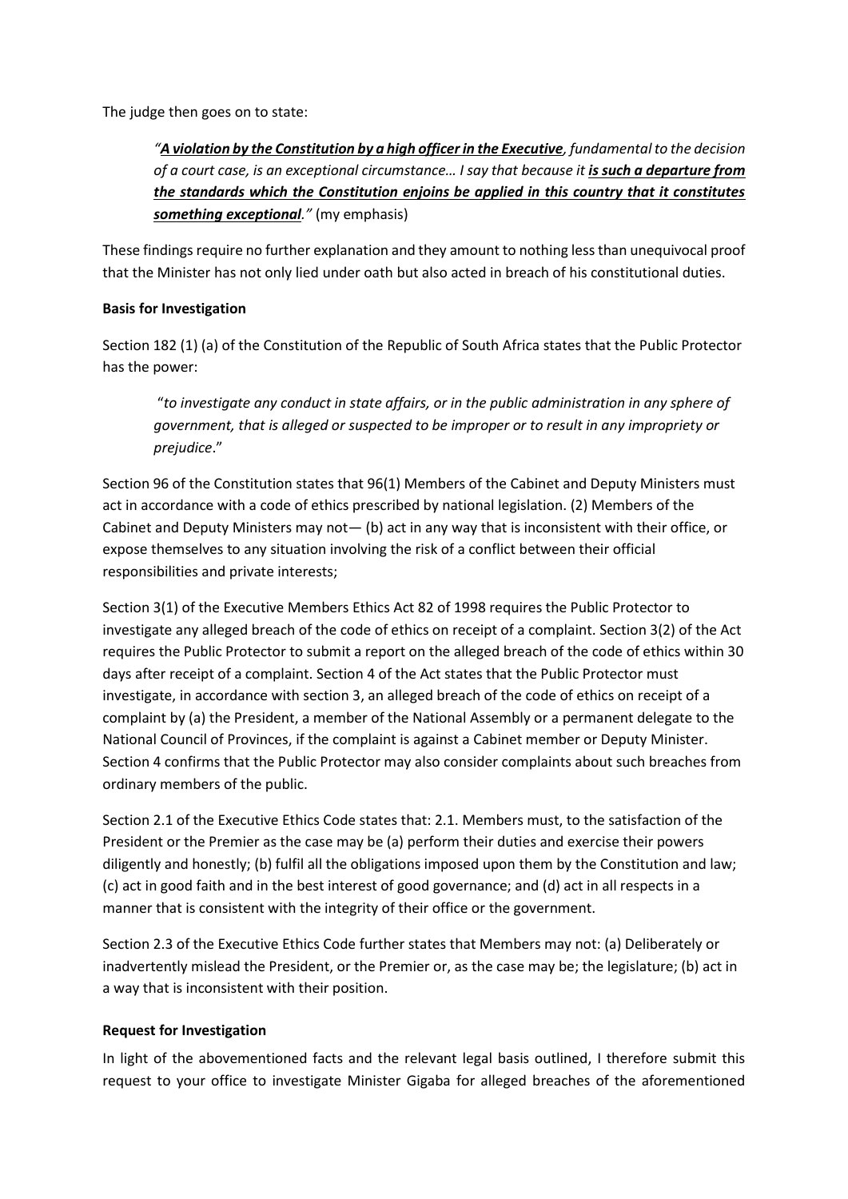The judge then goes on to state:

> *"**A violation by the Constitution by a high officer in the Executive**, fundamental to the decision of a court case, is an exceptional circumstance… I say that because it **is such a departure from the standards which the Constitution enjoins be applied in this country that it constitutes something exceptional**."* (my emphasis)

These findings require no further explanation and they amount to nothing less than unequivocal proof that the Minister has not only lied under oath but also acted in breach of his constitutional duties.

**Basis for Investigation**

Section 182 (1) (a) of the Constitution of the Republic of South Africa states that the Public Protector has the power:

> "*to investigate any conduct in state affairs, or in the public administration in any sphere of government, that is alleged or suspected to be improper or to result in any impropriety or prejudice*."

Section 96 of the Constitution states that 96(1) Members of the Cabinet and Deputy Ministers must act in accordance with a code of ethics prescribed by national legislation. (2) Members of the Cabinet and Deputy Ministers may not— (b) act in any way that is inconsistent with their office, or expose themselves to any situation involving the risk of a conflict between their official responsibilities and private interests;

Section 3(1) of the Executive Members Ethics Act 82 of 1998 requires the Public Protector to investigate any alleged breach of the code of ethics on receipt of a complaint. Section 3(2) of the Act requires the Public Protector to submit a report on the alleged breach of the code of ethics within 30 days after receipt of a complaint. Section 4 of the Act states that the Public Protector must investigate, in accordance with section 3, an alleged breach of the code of ethics on receipt of a complaint by (a) the President, a member of the National Assembly or a permanent delegate to the National Council of Provinces, if the complaint is against a Cabinet member or Deputy Minister. Section 4 confirms that the Public Protector may also consider complaints about such breaches from ordinary members of the public.

Section 2.1 of the Executive Ethics Code states that: 2.1. Members must, to the satisfaction of the President or the Premier as the case may be (a) perform their duties and exercise their powers diligently and honestly; (b) fulfil all the obligations imposed upon them by the Constitution and law; (c) act in good faith and in the best interest of good governance; and (d) act in all respects in a manner that is consistent with the integrity of their office or the government.

Section 2.3 of the Executive Ethics Code further states that Members may not: (a) Deliberately or inadvertently mislead the President, or the Premier or, as the case may be; the legislature; (b) act in a way that is inconsistent with their position.

**Request for Investigation**

In light of the abovementioned facts and the relevant legal basis outlined, I therefore submit this request to your office to investigate Minister Gigaba for alleged breaches of the aforementioned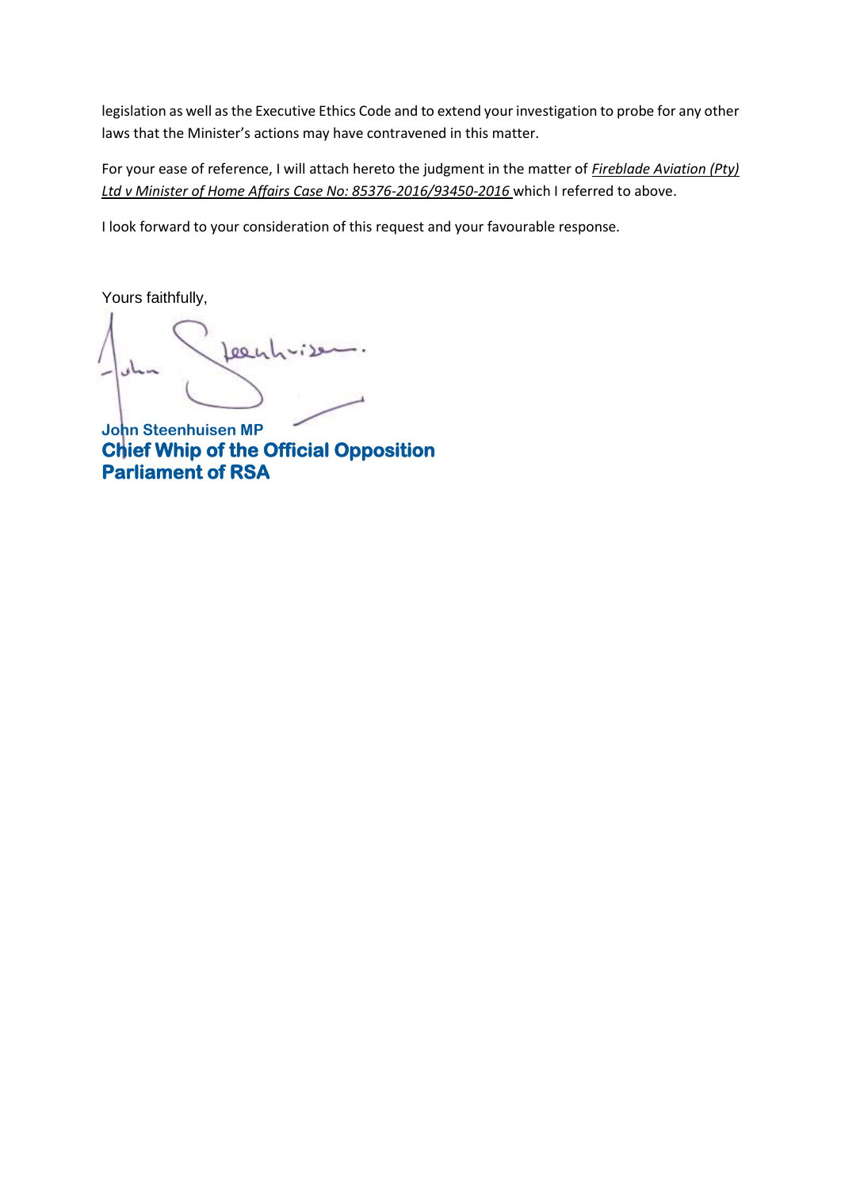legislation as well as the Executive Ethics Code and to extend your investigation to probe for any other laws that the Minister's actions may have contravened in this matter.

For your ease of reference, I will attach hereto the judgment in the matter of *Fireblade Aviation (Pty) Ltd v Minister of Home Affairs Case No: 85376-2016/93450-2016* which I referred to above.

I look forward to your consideration of this request and your favourable response.

Yours faithfully,

**John Steenhuisen MP**
**Chief Whip of the Official Opposition**
**Parliament of RSA**